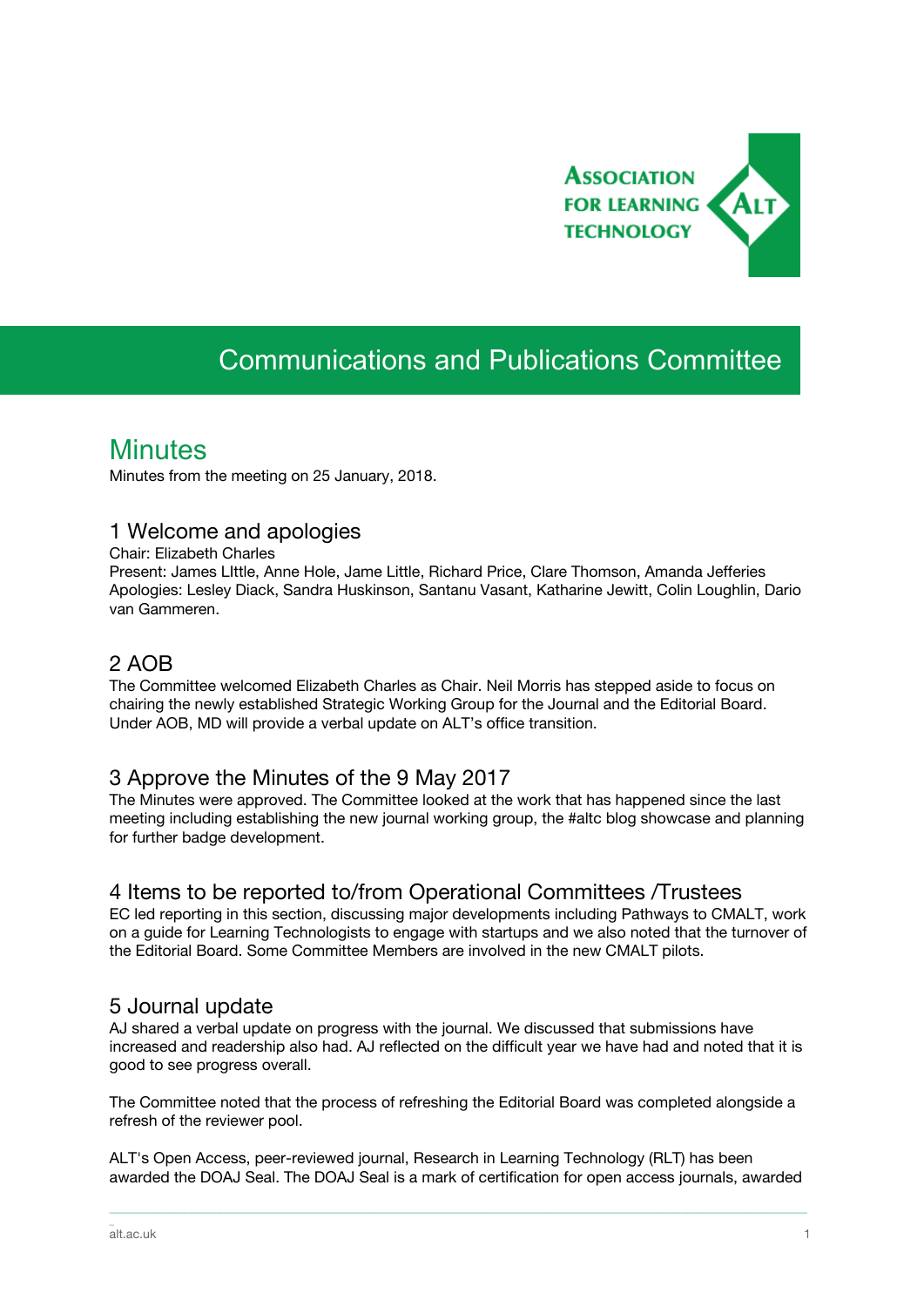Association for Learning Technology

# Communications and Publications Committee

## Minutes

Minutes from the meeting on 25 January, 2018.

### 1 Welcome and apologies

Chair: Elizabeth Charles
Present: James LIttle, Anne Hole, Jame Little, Richard Price, Clare Thomson, Amanda Jefferies
Apologies: Lesley Diack, Sandra Huskinson, Santanu Vasant, Katharine Jewitt, Colin Loughlin, Dario van Gammeren.

### 2 AOB

The Committee welcomed Elizabeth Charles as Chair. Neil Morris has stepped aside to focus on chairing the newly established Strategic Working Group for the Journal and the Editorial Board. Under AOB, MD will provide a verbal update on ALT's office transition.

### 3 Approve the Minutes of the 9 May 2017

The Minutes were approved. The Committee looked at the work that has happened since the last meeting including establishing the new journal working group, the #altc blog showcase and planning for further badge development.

### 4 Items to be reported to/from Operational Committees /Trustees

EC led reporting in this section, discussing major developments including Pathways to CMALT, work on a guide for Learning Technologists to engage with startups and we also noted that the turnover of the Editorial Board. Some Committee Members are involved in the new CMALT pilots.

### 5 Journal update

AJ shared a verbal update on progress with the journal. We discussed that submissions have increased and readership also had. AJ reflected on the difficult year we have had and noted that it is good to see progress overall.

The Committee noted that the process of refreshing the Editorial Board was completed alongside a refresh of the reviewer pool.

ALT's Open Access, peer-reviewed journal, Research in Learning Technology (RLT) has been awarded the DOAJ Seal. The DOAJ Seal is a mark of certification for open access journals, awarded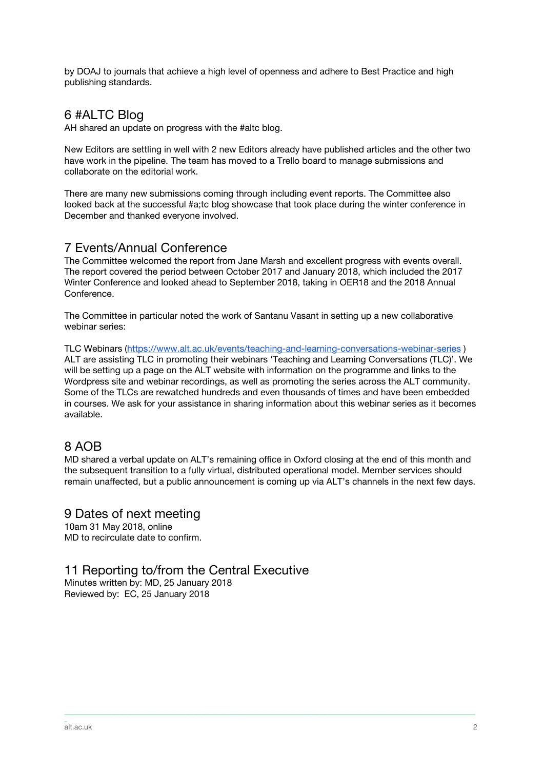by DOAJ to journals that achieve a high level of openness and adhere to Best Practice and high publishing standards.

## 6 #ALTC Blog

AH shared an update on progress with the #altc blog.

New Editors are settling in well with 2 new Editors already have published articles and the other two have work in the pipeline. The team has moved to a Trello board to manage submissions and collaborate on the editorial work.

There are many new submissions coming through including event reports. The Committee also looked back at the successful #a;tc blog showcase that took place during the winter conference in December and thanked everyone involved.

## 7 Events/Annual Conference

The Committee welcomed the report from Jane Marsh and excellent progress with events overall. The report covered the period between October 2017 and January 2018, which included the 2017 Winter Conference and looked ahead to September 2018, taking in OER18 and the 2018 Annual Conference.

The Committee in particular noted the work of Santanu Vasant in setting up a new collaborative webinar series:

TLC Webinars (https://www.alt.ac.uk/events/teaching-and-learning-conversations-webinar-series )
ALT are assisting TLC in promoting their webinars 'Teaching and Learning Conversations (TLC)'. We will be setting up a page on the ALT website with information on the programme and links to the Wordpress site and webinar recordings, as well as promoting the series across the ALT community. Some of the TLCs are rewatched hundreds and even thousands of times and have been embedded in courses. We ask for your assistance in sharing information about this webinar series as it becomes available.

## 8 AOB

MD shared a verbal update on ALT's remaining office in Oxford closing at the end of this month and the subsequent transition to a fully virtual, distributed operational model. Member services should remain unaffected, but a public announcement is coming up via ALT's channels in the next few days.

## 9 Dates of next meeting

10am 31 May 2018, online
MD to recirculate date to confirm.

## 11 Reporting to/from the Central Executive

Minutes written by: MD, 25 January 2018
Reviewed by: EC, 25 January 2018